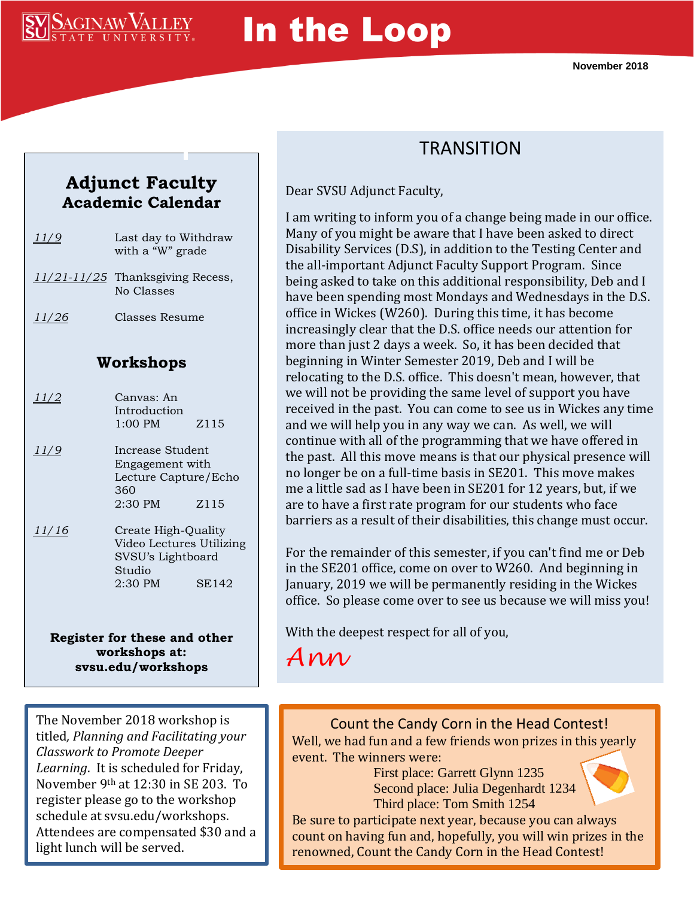Saginaw Valley State University

# In the Loop

November 2018

## Adjunct Faculty Academic Calendar

| Date | Event |
|---|---|
| 11/9 | Last day to Withdraw with a "W" grade |
| 11/21-11/25 | Thanksgiving Recess, No Classes |
| 11/26 | Classes Resume |

## Workshops

| Date | Workshop | Time | Room |
|---|---|---|---|
| 11/2 | Canvas: An Introduction | 1:00 PM | Z115 |
| 11/9 | Increase Student Engagement with Lecture Capture/Echo 360 | 2:30 PM | Z115 |
| 11/16 | Create High-Quality Video Lectures Utilizing SVSU's Lightboard Studio | 2:30 PM | SE142 |

**Register for these and other workshops at: svsu.edu/workshops**

## TRANSITION

Dear SVSU Adjunct Faculty,

I am writing to inform you of a change being made in our office. Many of you might be aware that I have been asked to direct Disability Services (D.S), in addition to the Testing Center and the all-important Adjunct Faculty Support Program. Since being asked to take on this additional responsibility, Deb and I have been spending most Mondays and Wednesdays in the D.S. office in Wickes (W260). During this time, it has become increasingly clear that the D.S. office needs our attention for more than just 2 days a week. So, it has been decided that beginning in Winter Semester 2019, Deb and I will be relocating to the D.S. office. This doesn't mean, however, that we will not be providing the same level of support you have received in the past. You can come to see us in Wickes any time and we will help you in any way we can. As well, we will continue with all of the programming that we have offered in the past. All this move means is that our physical presence will no longer be on a full-time basis in SE201. This move makes me a little sad as I have been in SE201 for 12 years, but, if we are to have a first rate program for our students who face barriers as a result of their disabilities, this change must occur.

For the remainder of this semester, if you can't find me or Deb in the SE201 office, come on over to W260. And beginning in January, 2019 we will be permanently residing in the Wickes office. So please come over to see us because we will miss you!

With the deepest respect for all of you,

*Ann*

---

The November 2018 workshop is titled, *Planning and Facilitating your Classwork to Promote Deeper Learning*. It is scheduled for Friday, November 9th at 12:30 in SE 203. To register please go to the workshop schedule at svsu.edu/workshops. Attendees are compensated $30 and a light lunch will be served.

---

### Count the Candy Corn in the Head Contest!

Well, we had fun and a few friends won prizes in this yearly event. The winners were:

First place: Garrett Glynn 1235
Second place: Julia Degenhardt 1234
Third place: Tom Smith 1254

Be sure to participate next year, because you can always count on having fun and, hopefully, you will win prizes in the renowned, Count the Candy Corn in the Head Contest!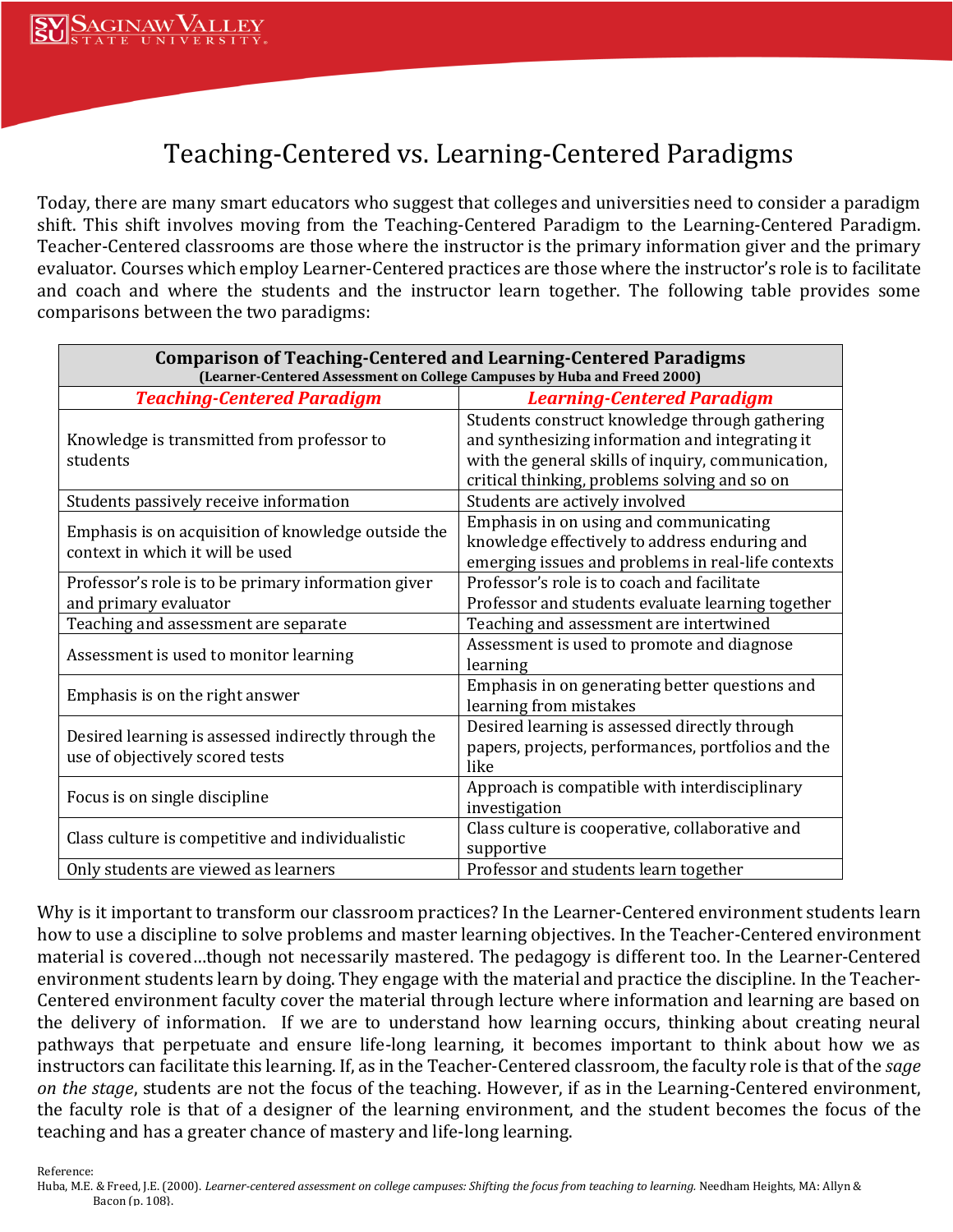# Teaching-Centered vs. Learning-Centered Paradigms

Today, there are many smart educators who suggest that colleges and universities need to consider a paradigm shift. This shift involves moving from the Teaching-Centered Paradigm to the Learning-Centered Paradigm. Teacher-Centered classrooms are those where the instructor is the primary information giver and the primary evaluator. Courses which employ Learner-Centered practices are those where the instructor's role is to facilitate and coach and where the students and the instructor learn together. The following table provides some comparisons between the two paradigms:

| **Comparison of Teaching-Centered and Learning-Centered Paradigms** **(Learner-Centered Assessment on College Campuses by Huba and Freed 2000)** | |
|---|---|
| ***Teaching-Centered Paradigm*** | ***Learning-Centered Paradigm*** |
| Knowledge is transmitted from professor to students | Students construct knowledge through gathering and synthesizing information and integrating it with the general skills of inquiry, communication, critical thinking, problems solving and so on |
| Students passively receive information | Students are actively involved |
| Emphasis is on acquisition of knowledge outside the context in which it will be used | Emphasis in on using and communicating knowledge effectively to address enduring and emerging issues and problems in real-life contexts |
| Professor's role is to be primary information giver and primary evaluator | Professor's role is to coach and facilitate Professor and students evaluate learning together |
| Teaching and assessment are separate | Teaching and assessment are intertwined |
| Assessment is used to monitor learning | Assessment is used to promote and diagnose learning |
| Emphasis is on the right answer | Emphasis in on generating better questions and learning from mistakes |
| Desired learning is assessed indirectly through the use of objectively scored tests | Desired learning is assessed directly through papers, projects, performances, portfolios and the like |
| Focus is on single discipline | Approach is compatible with interdisciplinary investigation |
| Class culture is competitive and individualistic | Class culture is cooperative, collaborative and supportive |
| Only students are viewed as learners | Professor and students learn together |

Why is it important to transform our classroom practices? In the Learner-Centered environment students learn how to use a discipline to solve problems and master learning objectives. In the Teacher-Centered environment material is covered…though not necessarily mastered. The pedagogy is different too. In the Learner-Centered environment students learn by doing. They engage with the material and practice the discipline. In the Teacher-Centered environment faculty cover the material through lecture where information and learning are based on the delivery of information. If we are to understand how learning occurs, thinking about creating neural pathways that perpetuate and ensure life-long learning, it becomes important to think about how we as instructors can facilitate this learning. If, as in the Teacher-Centered classroom, the faculty role is that of the *sage on the stage*, students are not the focus of the teaching. However, if as in the Learning-Centered environment, the faculty role is that of a designer of the learning environment, and the student becomes the focus of the teaching and has a greater chance of mastery and life-long learning.

Reference:
Huba, M.E. & Freed, J.E. (2000). *Learner-centered assessment on college campuses: Shifting the focus from teaching to learning.* Needham Heights, MA: Allyn & Bacon (p. 108).